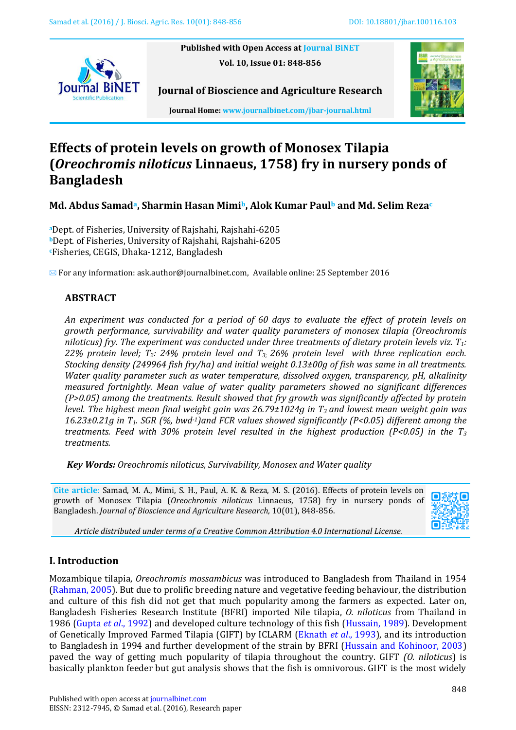Published with Open Access at Journal BiNET

Vol. 10, Issue 01: 848-856

**Journal of Bioscience and Agriculture Research**

Journal Home: www.journalbinet.com/jbar-journal.html

# Effects of protein levels on growth of Monosex Tilapia (*Oreochromis niloticus* Linnaeus, 1758) fry in nursery ponds of Bangladesh

**Md. Abdus Samad[a], Sharmin Hasan Mimi[b], Alok Kumar Paul[b] and Md. Selim Reza[c]**

[a]Dept. of Fisheries, University of Rajshahi, Rajshahi-6205
[b]Dept. of Fisheries, University of Rajshahi, Rajshahi-6205
[c]Fisheries, CEGIS, Dhaka-1212, Bangladesh

✉ For any information: ask.author@journalbinet.com, Available online: 25 September 2016

## ABSTRACT

*An experiment was conducted for a period of 60 days to evaluate the effect of protein levels on growth performance, survivability and water quality parameters of monosex tilapia (Oreochromis niloticus) fry. The experiment was conducted under three treatments of dietary protein levels viz. $T_1$: 22% protein level; $T_2$: 24% protein level and $T_3$: 26% protein level with three replication each. Stocking density (249964 fish fry/ha) and initial weight 0.13±00g of fish was same in all treatments. Water quality parameter such as water temperature, dissolved oxygen, transparency, pH, alkalinity measured fortnightly. Mean value of water quality parameters showed no significant differences (P>0.05) among the treatments. Result showed that fry growth was significantly affected by protein level. The highest mean final weight gain was 26.79±1024g in $T_3$ and lowest mean weight gain was 16.23±0.21g in $T_1$. SGR (%, bwd$^{-1}$)and FCR values showed significantly (P<0.05) different among the treatments. Feed with 30% protein level resulted in the highest production (P<0.05) in the $T_3$ treatments.*

**Key Words:** *Oreochromis niloticus, Survivability, Monosex and Water quality*

**Cite article**: Samad, M. A., Mimi, S. H., Paul, A. K. & Reza, M. S. (2016). Effects of protein levels on growth of Monosex Tilapia (*Oreochromis niloticus* Linnaeus, 1758) fry in nursery ponds of Bangladesh. *Journal of Bioscience and Agriculture Research,* 10(01), 848-856.

*Article distributed under terms of a Creative Common Attribution 4.0 International License.*

## I. Introduction

Mozambique tilapia, *Oreochromis mossambicus* was introduced to Bangladesh from Thailand in 1954 (Rahman, 2005). But due to prolific breeding nature and vegetative feeding behaviour, the distribution and culture of this fish did not get that much popularity among the farmers as expected. Later on, Bangladesh Fisheries Research Institute (BFRI) imported Nile tilapia, *O. niloticus* from Thailand in 1986 (Gupta *et al*., 1992) and developed culture technology of this fish (Hussain, 1989). Development of Genetically Improved Farmed Tilapia (GIFT) by ICLARM (Eknath *et al*., 1993), and its introduction to Bangladesh in 1994 and further development of the strain by BFRI (Hussain and Kohinoor, 2003) paved the way of getting much popularity of tilapia throughout the country. GIFT *(O. niloticus*) is basically plankton feeder but gut analysis shows that the fish is omnivorous. GIFT is the most widely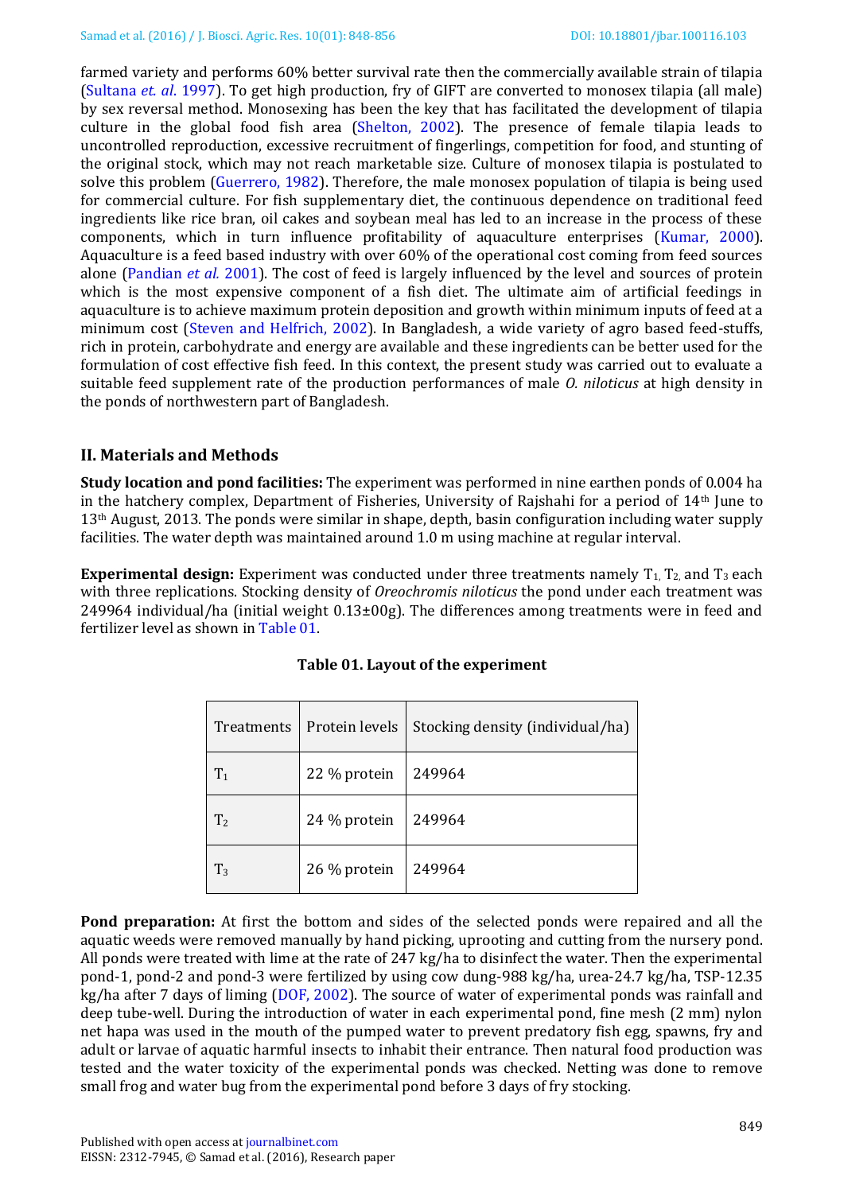farmed variety and performs 60% better survival rate then the commercially available strain of tilapia (Sultana *et. al*. 1997). To get high production, fry of GIFT are converted to monosex tilapia (all male) by sex reversal method. Monosexing has been the key that has facilitated the development of tilapia culture in the global food fish area (Shelton, 2002). The presence of female tilapia leads to uncontrolled reproduction, excessive recruitment of fingerlings, competition for food, and stunting of the original stock, which may not reach marketable size. Culture of monosex tilapia is postulated to solve this problem (Guerrero, 1982). Therefore, the male monosex population of tilapia is being used for commercial culture. For fish supplementary diet, the continuous dependence on traditional feed ingredients like rice bran, oil cakes and soybean meal has led to an increase in the process of these components, which in turn influence profitability of aquaculture enterprises (Kumar, 2000). Aquaculture is a feed based industry with over 60% of the operational cost coming from feed sources alone (Pandian *et al.* 2001). The cost of feed is largely influenced by the level and sources of protein which is the most expensive component of a fish diet. The ultimate aim of artificial feedings in aquaculture is to achieve maximum protein deposition and growth within minimum inputs of feed at a minimum cost (Steven and Helfrich, 2002). In Bangladesh, a wide variety of agro based feed-stuffs, rich in protein, carbohydrate and energy are available and these ingredients can be better used for the formulation of cost effective fish feed. In this context, the present study was carried out to evaluate a suitable feed supplement rate of the production performances of male *O. niloticus* at high density in the ponds of northwestern part of Bangladesh.

## II. Materials and Methods

**Study location and pond facilities:** The experiment was performed in nine earthen ponds of 0.004 ha in the hatchery complex, Department of Fisheries, University of Rajshahi for a period of 14th June to 13th August, 2013. The ponds were similar in shape, depth, basin configuration including water supply facilities. The water depth was maintained around 1.0 m using machine at regular interval.

**Experimental design:** Experiment was conducted under three treatments namely $T_1$, $T_2$, and $T_3$ each with three replications. Stocking density of *Oreochromis niloticus* the pond under each treatment was 249964 individual/ha (initial weight 0.13±00g). The differences among treatments were in feed and fertilizer level as shown in Table 01.

**Table 01. Layout of the experiment**

| Treatments | Protein levels | Stocking density (individual/ha) |
|---|---|---|
| $T_1$ | 22 % protein | 249964 |
| $T_2$ | 24 % protein | 249964 |
| $T_3$ | 26 % protein | 249964 |

**Pond preparation:** At first the bottom and sides of the selected ponds were repaired and all the aquatic weeds were removed manually by hand picking, uprooting and cutting from the nursery pond. All ponds were treated with lime at the rate of 247 kg/ha to disinfect the water. Then the experimental pond-1, pond-2 and pond-3 were fertilized by using cow dung-988 kg/ha, urea-24.7 kg/ha, TSP-12.35 kg/ha after 7 days of liming (DOF, 2002). The source of water of experimental ponds was rainfall and deep tube-well. During the introduction of water in each experimental pond, fine mesh (2 mm) nylon net hapa was used in the mouth of the pumped water to prevent predatory fish egg, spawns, fry and adult or larvae of aquatic harmful insects to inhabit their entrance. Then natural food production was tested and the water toxicity of the experimental ponds was checked. Netting was done to remove small frog and water bug from the experimental pond before 3 days of fry stocking.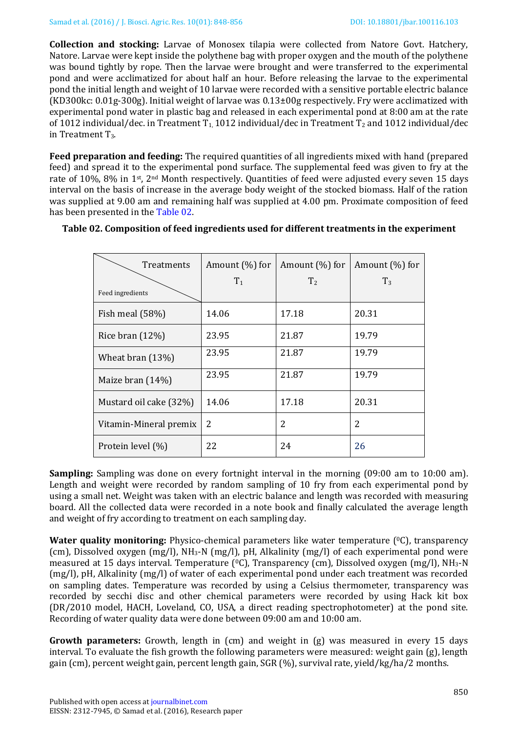**Collection and stocking:** Larvae of Monosex tilapia were collected from Natore Govt. Hatchery, Natore. Larvae were kept inside the polythene bag with proper oxygen and the mouth of the polythene was bound tightly by rope. Then the larvae were brought and were transferred to the experimental pond and were acclimatized for about half an hour. Before releasing the larvae to the experimental pond the initial length and weight of 10 larvae were recorded with a sensitive portable electric balance (KD300kc: 0.01g-300g). Initial weight of larvae was 0.13±00g respectively. Fry were acclimatized with experimental pond water in plastic bag and released in each experimental pond at 8:00 am at the rate of 1012 individual/dec. in Treatment $T_1$, 1012 individual/dec in Treatment $T_2$ and 1012 individual/dec in Treatment $T_3$.

**Feed preparation and feeding:** The required quantities of all ingredients mixed with hand (prepared feed) and spread it to the experimental pond surface. The supplemental feed was given to fry at the rate of 10%, 8% in 1st, 2nd Month respectively. Quantities of feed were adjusted every seven 15 days interval on the basis of increase in the average body weight of the stocked biomass. Half of the ration was supplied at 9.00 am and remaining half was supplied at 4.00 pm. Proximate composition of feed has been presented in the Table 02.

**Table 02. Composition of feed ingredients used for different treatments in the experiment**

| Feed ingredients \ Treatments | Amount (%) for $T_1$ | Amount (%) for $T_2$ | Amount (%) for $T_3$ |
|---|---|---|---|
| Fish meal (58%) | 14.06 | 17.18 | 20.31 |
| Rice bran (12%) | 23.95 | 21.87 | 19.79 |
| Wheat bran (13%) | 23.95 | 21.87 | 19.79 |
| Maize bran (14%) | 23.95 | 21.87 | 19.79 |
| Mustard oil cake (32%) | 14.06 | 17.18 | 20.31 |
| Vitamin-Mineral premix | 2 | 2 | 2 |
| Protein level (%) | 22 | 24 | 26 |

**Sampling:** Sampling was done on every fortnight interval in the morning (09:00 am to 10:00 am). Length and weight were recorded by random sampling of 10 fry from each experimental pond by using a small net. Weight was taken with an electric balance and length was recorded with measuring board. All the collected data were recorded in a note book and finally calculated the average length and weight of fry according to treatment on each sampling day.

**Water quality monitoring:** Physico-chemical parameters like water temperature (⁰C), transparency (cm), Dissolved oxygen (mg/l), $NH_3$-N (mg/l), pH, Alkalinity (mg/l) of each experimental pond were measured at 15 days interval. Temperature (⁰C), Transparency (cm), Dissolved oxygen (mg/l), $NH_3$-N (mg/l), pH, Alkalinity (mg/l) of water of each experimental pond under each treatment was recorded on sampling dates. Temperature was recorded by using a Celsius thermometer, transparency was recorded by secchi disc and other chemical parameters were recorded by using Hack kit box (DR/2010 model, HACH, Loveland, CO, USA, a direct reading spectrophotometer) at the pond site. Recording of water quality data were done between 09:00 am and 10:00 am.

**Growth parameters:** Growth, length in (cm) and weight in (g) was measured in every 15 days interval. To evaluate the fish growth the following parameters were measured: weight gain (g), length gain (cm), percent weight gain, percent length gain, SGR (%), survival rate, yield/kg/ha/2 months.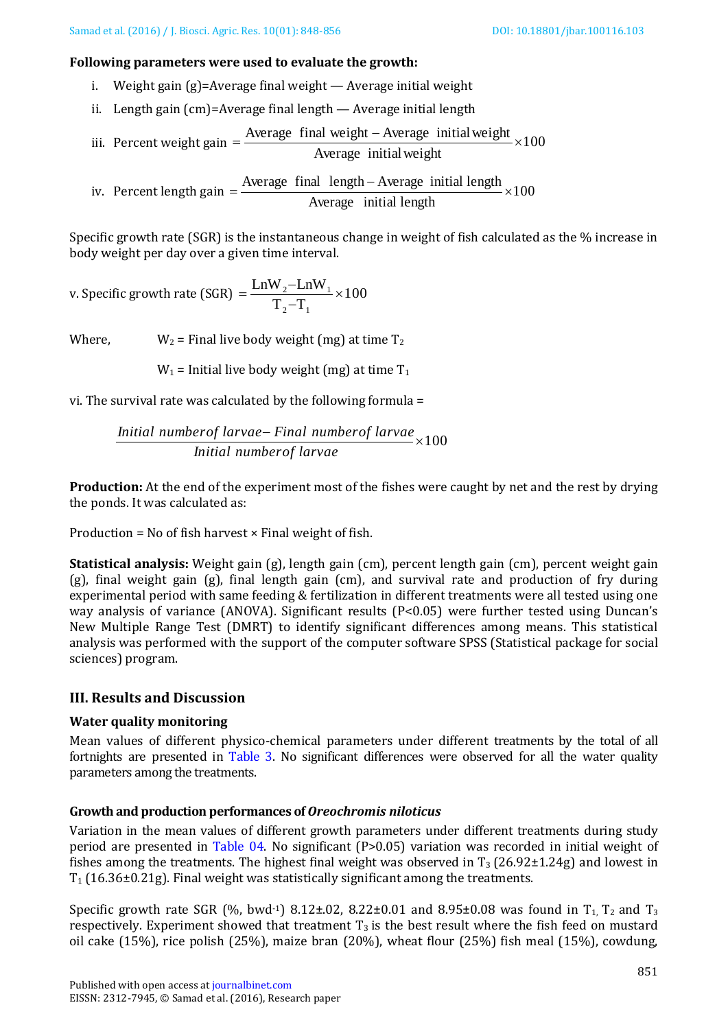**Following parameters were used to evaluate the growth:**

i. Weight gain (g)=Average final weight — Average initial weight

ii. Length gain (cm)=Average final length — Average initial length

iii. Percent weight gain $= \dfrac{\text{Average final weight} - \text{Average initial weight}}{\text{Average initial weight}} \times 100$

iv. Percent length gain $= \dfrac{\text{Average final length} - \text{Average initial length}}{\text{Average initial length}} \times 100$

Specific growth rate (SGR) is the instantaneous change in weight of fish calculated as the % increase in body weight per day over a given time interval.

v. Specific growth rate (SGR) $= \dfrac{\text{LnW}_2 - \text{LnW}_1}{\text{T}_2 - \text{T}_1} \times 100$

Where, $W_2$ = Final live body weight (mg) at time $T_2$

$W_1$ = Initial live body weight (mg) at time $T_1$

vi. The survival rate was calculated by the following formula =

$$\frac{\textit{Initial number of larvae} - \textit{Final number of larvae}}{\textit{Initial number of larvae}} \times 100$$

**Production:** At the end of the experiment most of the fishes were caught by net and the rest by drying the ponds. It was calculated as:

Production = No of fish harvest × Final weight of fish.

**Statistical analysis:** Weight gain (g), length gain (cm), percent length gain (cm), percent weight gain (g), final weight gain (g), final length gain (cm), and survival rate and production of fry during experimental period with same feeding & fertilization in different treatments were all tested using one way analysis of variance (ANOVA). Significant results (P<0.05) were further tested using Duncan's New Multiple Range Test (DMRT) to identify significant differences among means. This statistical analysis was performed with the support of the computer software SPSS (Statistical package for social sciences) program.

## III. Results and Discussion

### Water quality monitoring

Mean values of different physico-chemical parameters under different treatments by the total of all fortnights are presented in Table 3. No significant differences were observed for all the water quality parameters among the treatments.

### Growth and production performances of *Oreochromis niloticus*

Variation in the mean values of different growth parameters under different treatments during study period are presented in Table 04. No significant (P>0.05) variation was recorded in initial weight of fishes among the treatments. The highest final weight was observed in $T_3$ (26.92±1.24g) and lowest in $T_1$ (16.36±0.21g). Final weight was statistically significant among the treatments.

Specific growth rate SGR (%, bwd$^{-1}$) 8.12±.02, 8.22±0.01 and 8.95±0.08 was found in $T_1$, $T_2$ and $T_3$ respectively. Experiment showed that treatment $T_3$ is the best result where the fish feed on mustard oil cake (15%), rice polish (25%), maize bran (20%), wheat flour (25%) fish meal (15%), cowdung,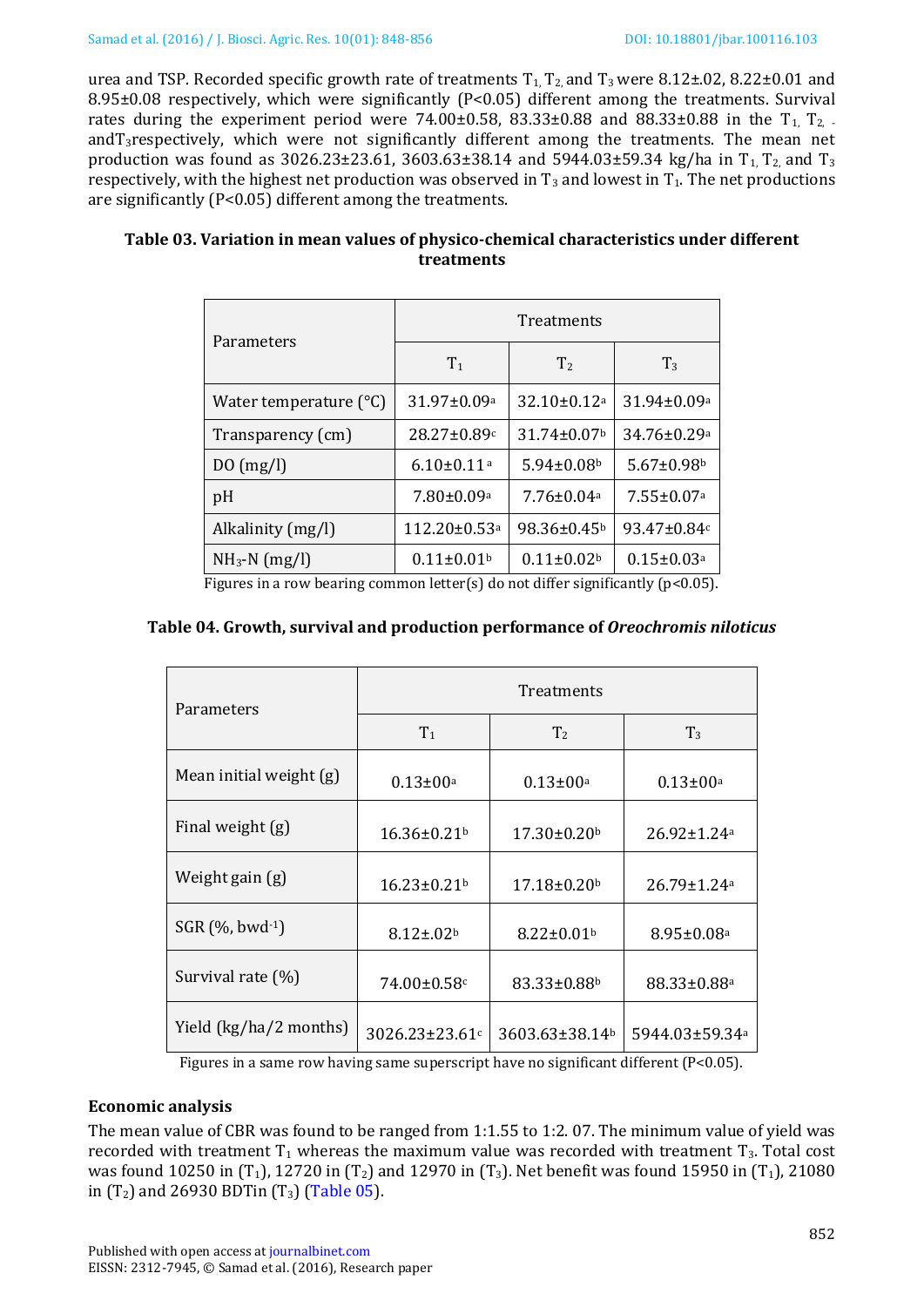urea and TSP. Recorded specific growth rate of treatments $T_1$, $T_2$, and $T_3$ were 8.12±.02, 8.22±0.01 and 8.95±0.08 respectively, which were significantly (P<0.05) different among the treatments. Survival rates during the experiment period were 74.00±0.58, 83.33±0.88 and 88.33±0.88 in the $T_1$, $T_2$, andT$_3$respectively, which were not significantly different among the treatments. The mean net production was found as 3026.23±23.61, 3603.63±38.14 and 5944.03±59.34 kg/ha in $T_1$, $T_2$, and $T_3$ respectively, with the highest net production was observed in $T_3$ and lowest in $T_1$. The net productions are significantly (P<0.05) different among the treatments.

**Table 03. Variation in mean values of physico-chemical characteristics under different treatments**

| Parameters | Treatments | | |
|---|---|---|---|
| | $T_1$ | $T_2$ | $T_3$ |
| Water temperature (°C) | 31.97±0.09$^a$ | 32.10±0.12$^a$ | 31.94±0.09$^a$ |
| Transparency (cm) | 28.27±0.89$^c$ | 31.74±0.07$^b$ | 34.76±0.29$^a$ |
| DO (mg/l) | 6.10±0.11$^a$ | 5.94±0.08$^b$ | 5.67±0.98$^b$ |
| pH | 7.80±0.09$^a$ | 7.76±0.04$^a$ | 7.55±0.07$^a$ |
| Alkalinity (mg/l) | 112.20±0.53$^a$ | 98.36±0.45$^b$ | 93.47±0.84$^c$ |
| $NH_3$-N (mg/l) | 0.11±0.01$^b$ | 0.11±0.02$^b$ | 0.15±0.03$^a$ |

Figures in a row bearing common letter(s) do not differ significantly (p<0.05).

**Table 04. Growth, survival and production performance of *Oreochromis niloticus***

| Parameters | Treatments | | |
|---|---|---|---|
| | $T_1$ | $T_2$ | $T_3$ |
| Mean initial weight (g) | 0.13±00$^a$ | 0.13±00$^a$ | 0.13±00$^a$ |
| Final weight (g) | 16.36±0.21$^b$ | 17.30±0.20$^b$ | 26.92±1.24$^a$ |
| Weight gain (g) | 16.23±0.21$^b$ | 17.18±0.20$^b$ | 26.79±1.24$^a$ |
| SGR (%, bwd$^{-1}$) | 8.12±.02$^b$ | 8.22±0.01$^b$ | 8.95±0.08$^a$ |
| Survival rate (%) | 74.00±0.58$^c$ | 83.33±0.88$^b$ | 88.33±0.88$^a$ |
| Yield (kg/ha/2 months) | 3026.23±23.61$^c$ | 3603.63±38.14$^b$ | 5944.03±59.34$^a$ |

Figures in a same row having same superscript have no significant different (P<0.05).

### Economic analysis

The mean value of CBR was found to be ranged from 1:1.55 to 1:2. 07. The minimum value of yield was recorded with treatment $T_1$ whereas the maximum value was recorded with treatment $T_3$. Total cost was found 10250 in ($T_1$), 12720 in ($T_2$) and 12970 in ($T_3$). Net benefit was found 15950 in ($T_1$), 21080 in ($T_2$) and 26930 BDTin ($T_3$) (Table 05).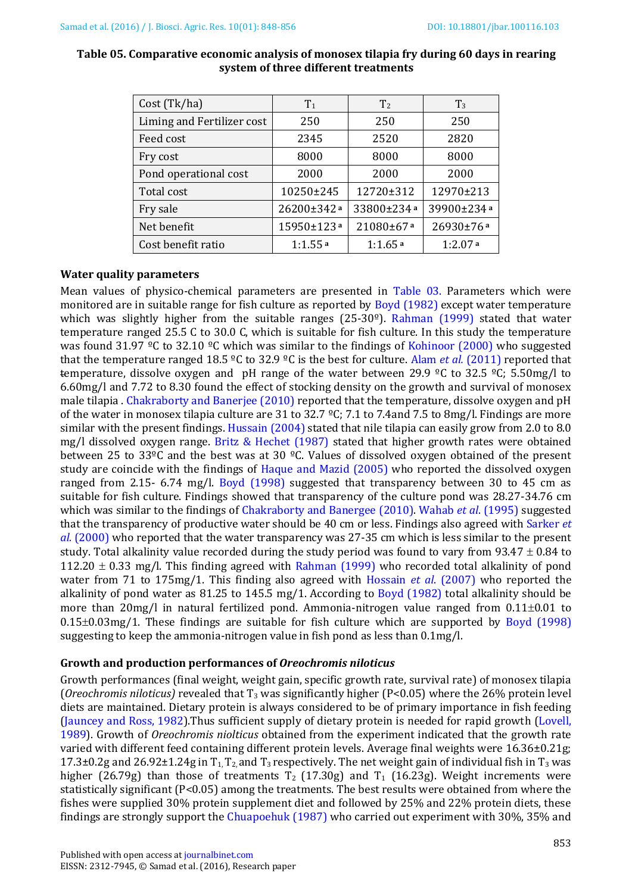**Table 05. Comparative economic analysis of monosex tilapia fry during 60 days in rearing system of three different treatments**

| Cost (Tk/ha) | $T_1$ | $T_2$ | $T_3$ |
|---|---|---|---|
| Liming and Fertilizer cost | 250 | 250 | 250 |
| Feed cost | 2345 | 2520 | 2820 |
| Fry cost | 8000 | 8000 | 8000 |
| Pond operational cost | 2000 | 2000 | 2000 |
| Total cost | 10250±245 | 12720±312 | 12970±213 |
| Fry sale | 26200±342 [a] | 33800±234 [a] | 39900±234 [a] |
| Net benefit | 15950±123 [a] | 21080±67 [a] | 26930±76 [a] |
| Cost benefit ratio | 1:1.55 [a] | 1:1.65 [a] | 1:2.07 [a] |

**Water quality parameters**

Mean values of physico-chemical parameters are presented in Table 03. Parameters which were monitored are in suitable range for fish culture as reported by Boyd (1982) except water temperature which was slightly higher from the suitable ranges (25-30º). Rahman (1999) stated that water temperature ranged 25.5 C to 30.0 C, which is suitable for fish culture. In this study the temperature was found 31.97 ºC to 32.10 ºC which was similar to the findings of Kohinoor (2000) who suggested that the temperature ranged 18.5 ºC to 32.9 ºC is the best for culture. Alam *et al.* (2011) reported that temperature, dissolve oxygen and pH range of the water between 29.9 ºC to 32.5 ºC; 5.50mg/l to 6.60mg/l and 7.72 to 8.30 found the effect of stocking density on the growth and survival of monosex male tilapia . Chakraborty and Banerjee (2010) reported that the temperature, dissolve oxygen and pH of the water in monosex tilapia culture are 31 to 32.7 ºC; 7.1 to 7.4and 7.5 to 8mg/l. Findings are more similar with the present findings. Hussain (2004) stated that nile tilapia can easily grow from 2.0 to 8.0 mg/l dissolved oxygen range. Britz & Hechet (1987) stated that higher growth rates were obtained between 25 to 33ºC and the best was at 30 ºC. Values of dissolved oxygen obtained of the present study are coincide with the findings of Haque and Mazid (2005) who reported the dissolved oxygen ranged from 2.15- 6.74 mg/l. Boyd (1998) suggested that transparency between 30 to 45 cm as suitable for fish culture. Findings showed that transparency of the culture pond was 28.27-34.76 cm which was similar to the findings of Chakraborty and Banergee (2010). Wahab *et al*. (1995) suggested that the transparency of productive water should be 40 cm or less. Findings also agreed with Sarker *et al.* (2000) who reported that the water transparency was 27-35 cm which is less similar to the present study. Total alkalinity value recorded during the study period was found to vary from 93.47 ± 0.84 to 112.20 ± 0.33 mg/l. This finding agreed with Rahman (1999) who recorded total alkalinity of pond water from 71 to 175mg/1. This finding also agreed with Hossain *et al*. (2007) who reported the alkalinity of pond water as 81.25 to 145.5 mg/l. According to Boyd (1982) total alkalinity should be more than 20mg/l in natural fertilized pond. Ammonia-nitrogen value ranged from 0.11±0.01 to 0.15±0.03mg/1. These findings are suitable for fish culture which are supported by Boyd (1998) suggesting to keep the ammonia-nitrogen value in fish pond as less than 0.1mg/l.

**Growth and production performances of *Oreochromis niloticus***

Growth performances (final weight, weight gain, specific growth rate, survival rate) of monosex tilapia (*Oreochromis niloticus)* revealed that $T_3$ was significantly higher (P<0.05) where the 26% protein level diets are maintained. Dietary protein is always considered to be of primary importance in fish feeding (Jauncey and Ross, 1982).Thus sufficient supply of dietary protein is needed for rapid growth (Lovell, 1989). Growth of *Oreochromis nilotcus* obtained from the experiment indicated that the growth rate varied with different feed containing different protein levels. Average final weights were 16.36±0.21g; 17.3±0.2g and 26.92±1.24g in $T_1$, $T_2$, and $T_3$ respectively. The net weight gain of individual fish in $T_3$ was higher (26.79g) than those of treatments $T_2$ (17.30g) and $T_1$ (16.23g). Weight increments were statistically significant (P<0.05) among the treatments. The best results were obtained from where the fishes were supplied 30% protein supplement diet and followed by 25% and 22% protein diets, these findings are strongly support the Chuapoehuk (1987) who carried out experiment with 30%, 35% and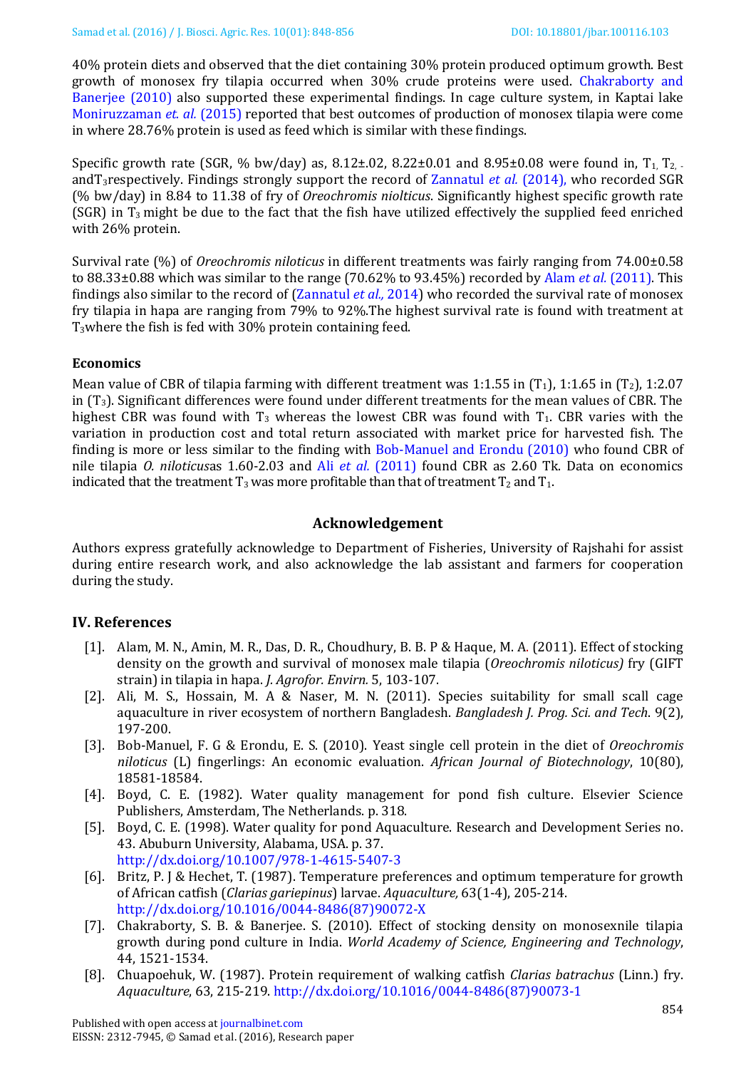40% protein diets and observed that the diet containing 30% protein produced optimum growth. Best growth of monosex fry tilapia occurred when 30% crude proteins were used. Chakraborty and Banerjee (2010) also supported these experimental findings. In cage culture system, in Kaptai lake Moniruzzaman *et. al.* (2015) reported that best outcomes of production of monosex tilapia were come in where 28.76% protein is used as feed which is similar with these findings.

Specific growth rate (SGR, % bw/day) as, 8.12±.02, 8.22±0.01 and 8.95±0.08 were found in, $T_1$, $T_2$, andT$_3$respectively. Findings strongly support the record of Zannatul *et al.* (2014), who recorded SGR (% bw/day) in 8.84 to 11.38 of fry of *Oreochromis niolticus*. Significantly highest specific growth rate (SGR) in $T_3$ might be due to the fact that the fish have utilized effectively the supplied feed enriched with 26% protein.

Survival rate (%) of *Oreochromis niloticus* in different treatments was fairly ranging from 74.00±0.58 to 88.33±0.88 which was similar to the range (70.62% to 93.45%) recorded by Alam *et al.* (2011). This findings also similar to the record of (Zannatul *et al.,* 2014) who recorded the survival rate of monosex fry tilapia in hapa are ranging from 79% to 92%.The highest survival rate is found with treatment at $T_3$where the fish is fed with 30% protein containing feed.

### Economics

Mean value of CBR of tilapia farming with different treatment was 1:1.55 in ($T_1$), 1:1.65 in ($T_2$), 1:2.07 in ($T_3$). Significant differences were found under different treatments for the mean values of CBR. The highest CBR was found with $T_3$ whereas the lowest CBR was found with $T_1$. CBR varies with the variation in production cost and total return associated with market price for harvested fish. The finding is more or less similar to the finding with Bob-Manuel and Erondu (2010) who found CBR of nile tilapia *O. niloticus*as 1.60-2.03 and Ali *et al.* (2011) found CBR as 2.60 Tk. Data on economics indicated that the treatment $T_3$ was more profitable than that of treatment $T_2$ and $T_1$.

## Acknowledgement

Authors express gratefully acknowledge to Department of Fisheries, University of Rajshahi for assist during entire research work, and also acknowledge the lab assistant and farmers for cooperation during the study.

## IV. References

[1]. Alam, M. N., Amin, M. R., Das, D. R., Choudhury, B. B. P & Haque, M. A. (2011). Effect of stocking density on the growth and survival of monosex male tilapia (*Oreochromis niloticus)* fry (GIFT strain) in tilapia in hapa. *J. Agrofor. Envirn.* 5, 103-107.

[2]. Ali, M. S., Hossain, M. A & Naser, M. N. (2011). Species suitability for small scall cage aquaculture in river ecosystem of northern Bangladesh. *Bangladesh J. Prog. Sci. and Tech.* 9(2), 197-200.

[3]. Bob-Manuel, F. G & Erondu, E. S. (2010). Yeast single cell protein in the diet of *Oreochromis niloticus* (L) fingerlings: An economic evaluation. *African Journal of Biotechnology*, 10(80), 18581-18584.

[4]. Boyd, C. E. (1982). Water quality management for pond fish culture. Elsevier Science Publishers, Amsterdam, The Netherlands. p. 318.

[5]. Boyd, C. E. (1998). Water quality for pond Aquaculture. Research and Development Series no. 43. Abuburn University, Alabama, USA. p. 37. http://dx.doi.org/10.1007/978-1-4615-5407-3

[6]. Britz, P. J & Hechet, T. (1987). Temperature preferences and optimum temperature for growth of African catfish (*Clarias gariepinus*) larvae. *Aquaculture,* 63(1-4), 205-214. http://dx.doi.org/10.1016/0044-8486(87)90072-X

[7]. Chakraborty, S. B. & Banerjee. S. (2010). Effect of stocking density on monosexnile tilapia growth during pond culture in India. *World Academy of Science, Engineering and Technology*, 44, 1521-1534.

[8]. Chuapoehuk, W. (1987). Protein requirement of walking catfish *Clarias batrachus* (Linn.) fry. *Aquaculture*, 63, 215-219. http://dx.doi.org/10.1016/0044-8486(87)90073-1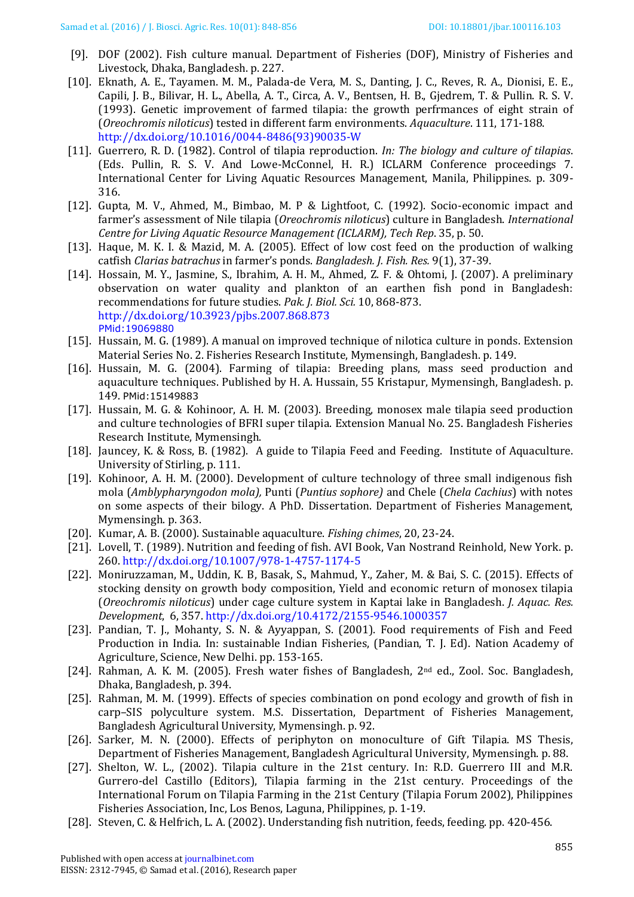[9]. DOF (2002). Fish culture manual. Department of Fisheries (DOF), Ministry of Fisheries and Livestock, Dhaka, Bangladesh. p. 227.

[10]. Eknath, A. E., Tayamen. M. M., Palada-de Vera, M. S., Danting, J. C., Reves, R. A., Dionisi, E. E., Capili, J. B., Bilivar, H. L., Abella, A. T., Circa, A. V., Bentsen, H. B., Gjedrem, T. & Pullin. R. S. V. (1993). Genetic improvement of farmed tilapia: the growth perfrmances of eight strain of (*Oreochromis niloticus*) tested in different farm environments. *Aquaculture*. 111, 171-188. http://dx.doi.org/10.1016/0044-8486(93)90035-W

[11]. Guerrero, R. D. (1982). Control of tilapia reproduction. *In: The biology and culture of tilapias*. (Eds. Pullin, R. S. V. And Lowe-McConnel, H. R.) ICLARM Conference proceedings 7. International Center for Living Aquatic Resources Management, Manila, Philippines. p. 309-316.

[12]. Gupta, M. V., Ahmed, M., Bimbao, M. P & Lightfoot, C. (1992). Socio-economic impact and farmer's assessment of Nile tilapia (*Oreochromis niloticus*) culture in Bangladesh. *International Centre for Living Aquatic Resource Management (ICLARM), Tech Rep*. 35, p. 50.

[13]. Haque, M. K. I. & Mazid, M. A. (2005). Effect of low cost feed on the production of walking catfish *Clarias batrachus* in farmer's ponds. *Bangladesh. J. Fish. Res.* 9(1), 37-39.

[14]. Hossain, M. Y., Jasmine, S., Ibrahim, A. H. M., Ahmed, Z. F. & Ohtomi, J. (2007). A preliminary observation on water quality and plankton of an earthen fish pond in Bangladesh: recommendations for future studies. *Pak. J. Biol. Sci.* 10, 868-873. http://dx.doi.org/10.3923/pjbs.2007.868.873 PMid:19069880

[15]. Hussain, M. G. (1989). A manual on improved technique of nilotica culture in ponds. Extension Material Series No. 2. Fisheries Research Institute, Mymensingh, Bangladesh. p. 149.

[16]. Hussain, M. G. (2004). Farming of tilapia: Breeding plans, mass seed production and aquaculture techniques. Published by H. A. Hussain, 55 Kristapur, Mymensingh, Bangladesh. p. 149. PMid:15149883

[17]. Hussain, M. G. & Kohinoor, A. H. M. (2003). Breeding, monosex male tilapia seed production and culture technologies of BFRI super tilapia. Extension Manual No. 25. Bangladesh Fisheries Research Institute, Mymensingh.

[18]. Jauncey, K. & Ross, B. (1982). A guide to Tilapia Feed and Feeding. Institute of Aquaculture. University of Stirling, p. 111.

[19]. Kohinoor, A. H. M. (2000). Development of culture technology of three small indigenous fish mola (*Amblypharyngodon mola),* Punti (*Puntius sophore)* and Chele (*Chela Cachius*) with notes on some aspects of their bilogy. A PhD. Dissertation. Department of Fisheries Management, Mymensingh. p. 363.

[20]. Kumar, A. B. (2000). Sustainable aquaculture. *Fishing chimes*, 20, 23-24.

[21]. Lovell, T. (1989). Nutrition and feeding of fish. AVI Book, Van Nostrand Reinhold, New York. p. 260. http://dx.doi.org/10.1007/978-1-4757-1174-5

[22]. Moniruzzaman, M., Uddin, K. B, Basak, S., Mahmud, Y., Zaher, M. & Bai, S. C. (2015). Effects of stocking density on growth body composition, Yield and economic return of monosex tilapia (*Oreochromis niloticus*) under cage culture system in Kaptai lake in Bangladesh. *J. Aquac. Res. Development*, 6, 357. http://dx.doi.org/10.4172/2155-9546.1000357

[23]. Pandian, T. J., Mohanty, S. N. & Ayyappan, S. (2001). Food requirements of Fish and Feed Production in India. In: sustainable Indian Fisheries, (Pandian, T. J. Ed). Nation Academy of Agriculture, Science, New Delhi. pp. 153-165.

[24]. Rahman, A. K. M. (2005). Fresh water fishes of Bangladesh, 2nd ed., Zool. Soc. Bangladesh, Dhaka, Bangladesh, p. 394.

[25]. Rahman, M. M. (1999). Effects of species combination on pond ecology and growth of fish in carp–SIS polyculture system. M.S. Dissertation, Department of Fisheries Management, Bangladesh Agricultural University, Mymensingh. p. 92.

[26]. Sarker, M. N. (2000). Effects of periphyton on monoculture of Gift Tilapia. MS Thesis, Department of Fisheries Management, Bangladesh Agricultural University, Mymensingh. p. 88.

[27]. Shelton, W. L., (2002). Tilapia culture in the 21st century. In: R.D. Guerrero III and M.R. Gurrero-del Castillo (Editors), Tilapia farming in the 21st century. Proceedings of the International Forum on Tilapia Farming in the 21st Century (Tilapia Forum 2002), Philippines Fisheries Association, Inc, Los Benos, Laguna, Philippines, p. 1-19.

[28]. Steven, C. & Helfrich, L. A. (2002). Understanding fish nutrition, feeds, feeding. pp. 420-456.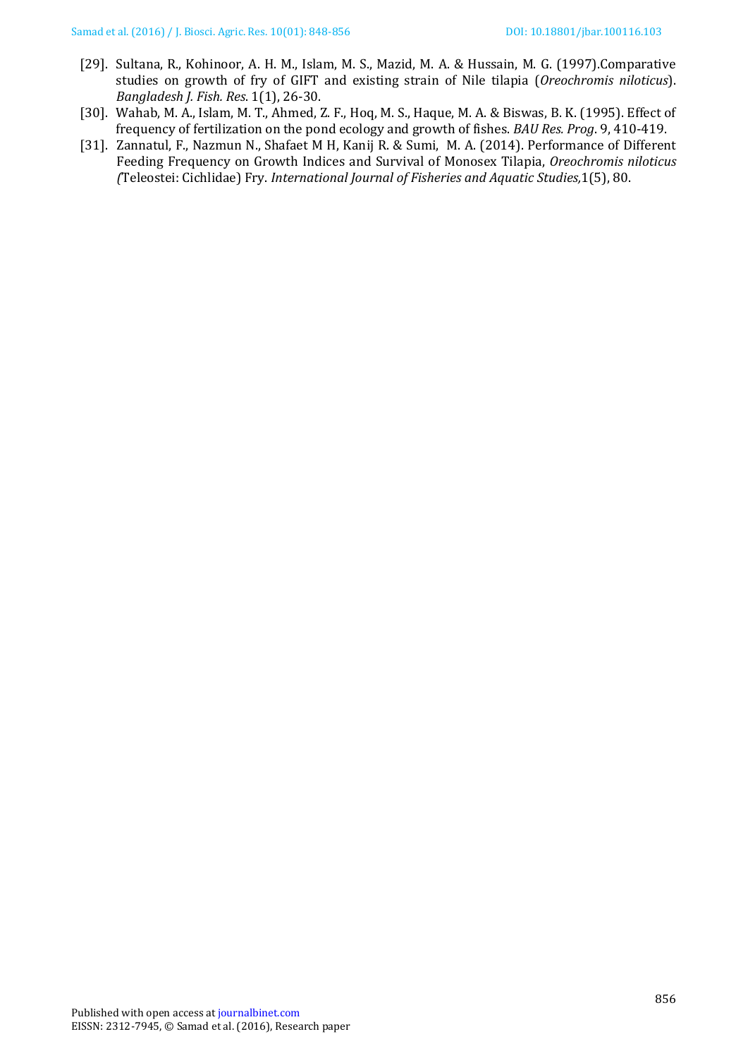[29]. Sultana, R., Kohinoor, A. H. M., Islam, M. S., Mazid, M. A. & Hussain, M. G. (1997).Comparative studies on growth of fry of GIFT and existing strain of Nile tilapia (*Oreochromis niloticus*). *Bangladesh J. Fish. Res*. 1(1), 26-30.

[30]. Wahab, M. A., Islam, M. T., Ahmed, Z. F., Hoq, M. S., Haque, M. A. & Biswas, B. K. (1995). Effect of frequency of fertilization on the pond ecology and growth of fishes. *BAU Res. Prog*. 9, 410-419.

[31]. Zannatul, F., Nazmun N., Shafaet M H, Kanij R. & Sumi, M. A. (2014). Performance of Different Feeding Frequency on Growth Indices and Survival of Monosex Tilapia, *Oreochromis niloticus (*Teleostei: Cichlidae) Fry. *International Journal of Fisheries and Aquatic Studies,*1(5), 80.